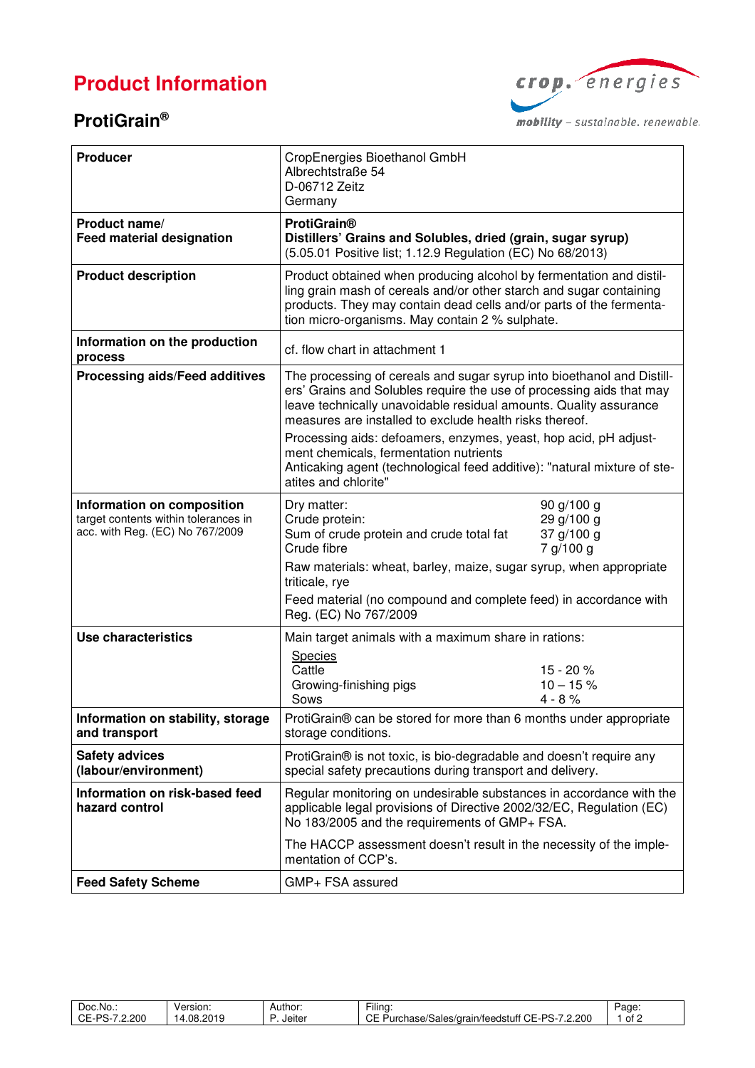# Product Information

## ProtiGrain®

crop.energies
mobility – sustainable. renewable.

| | |
|---|---|
| **Producer** | CropEnergies Bioethanol GmbH<br>Albrechtstraße 54<br>D-06712 Zeitz<br>Germany |
| **Product name/<br>Feed material designation** | **ProtiGrain®**<br>**Distillers' Grains and Solubles, dried (grain, sugar syrup)**<br>(5.05.01 Positive list; 1.12.9 Regulation (EC) No 68/2013) |
| **Product description** | Product obtained when producing alcohol by fermentation and distilling grain mash of cereals and/or other starch and sugar containing products. They may contain dead cells and/or parts of the fermentation micro-organisms. May contain 2 % sulphate. |
| **Information on the production process** | cf. flow chart in attachment 1 |
| **Processing aids/Feed additives** | The processing of cereals and sugar syrup into bioethanol and Distillers' Grains and Solubles require the use of processing aids that may leave technically unavoidable residual amounts. Quality assurance measures are installed to exclude health risks thereof.<br>Processing aids: defoamers, enzymes, yeast, hop acid, pH adjustment chemicals, fermentation nutrients<br>Anticaking agent (technological feed additive): "natural mixture of steatites and chlorite" |
| **Information on composition**<br>target contents within tolerances in acc. with Reg. (EC) No 767/2009 | Dry matter: 90 g/100 g<br>Crude protein: 29 g/100 g<br>Sum of crude protein and crude total fat: 37 g/100 g<br>Crude fibre: 7 g/100 g<br>Raw materials: wheat, barley, maize, sugar syrup, when appropriate triticale, rye<br>Feed material (no compound and complete feed) in accordance with Reg. (EC) No 767/2009 |
| **Use characteristics** | Main target animals with a maximum share in rations:<br>Species<br>Cattle: 15 - 20 %<br>Growing-finishing pigs: 10 – 15 %<br>Sows: 4 - 8 % |
| **Information on stability, storage and transport** | ProtiGrain® can be stored for more than 6 months under appropriate storage conditions. |
| **Safety advices (labour/environment)** | ProtiGrain® is not toxic, is bio-degradable and doesn't require any special safety precautions during transport and delivery. |
| **Information on risk-based feed hazard control** | Regular monitoring on undesirable substances in accordance with the applicable legal provisions of Directive 2002/32/EC, Regulation (EC) No 183/2005 and the requirements of GMP+ FSA.<br>The HACCP assessment doesn't result in the necessity of the implementation of CCP's. |
| **Feed Safety Scheme** | GMP+ FSA assured |

| Doc.No.: | Version: | Author: | Filing: |
|---|---|---|---|
| CE-PS-7.2.200 | 14.08.2019 | P. Jeiter | CE Purchase/Sales/grain/feedstuff CE-PS-7.2.200 |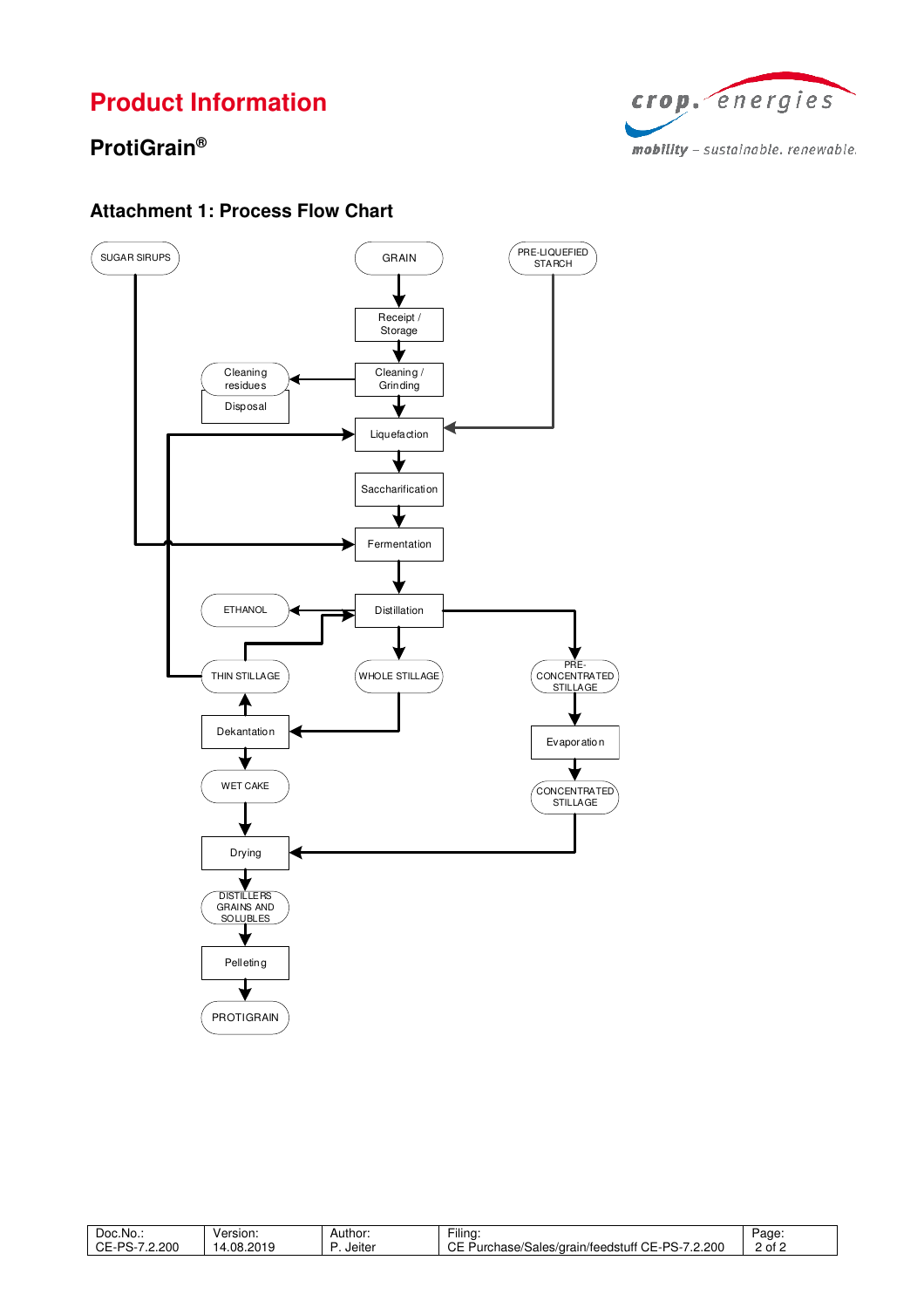# Product Information

## ProtiGrain®

### Attachment 1: Process Flow Chart

SUGAR SIRUPS
GRAIN
PRE-LIQUEFIED STARCH
Receipt / Storage
Cleaning residues
Disposal
Cleaning / Grinding
Liquefaction
Saccharification
Fermentation
ETHANOL
Distillation
THIN STILLAGE
WHOLE STILLAGE
PRE-CONCENTRATED STILLAGE
Dekantation
Evaporation
WET CAKE
CONCENTRATED STILLAGE
Drying
DISTILLERS GRAINS AND SOLUBLES
Pelleting
PROTIGRAIN

| Doc.No.: | Version: | Author: | Filing: | Page: |
| --- | --- | --- | --- | --- |
| CE-PS-7.2.200 | 14.08.2019 | P. Jeiter | CE Purchase/Sales/grain/feedstuff CE-PS-7.2.200 | 2 of 2 |